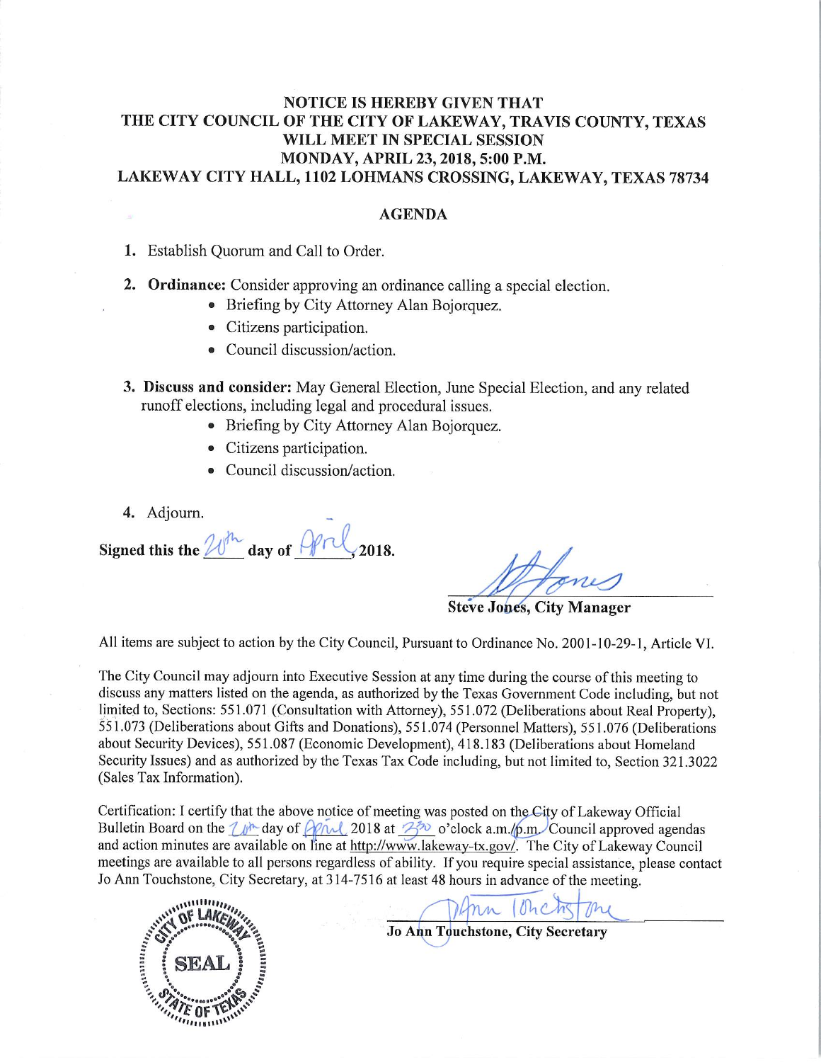**NOTICE IS HEREBY GIVEN THAT**
**THE CITY COUNCIL OF THE CITY OF LAKEWAY, TRAVIS COUNTY, TEXAS**
**WILL MEET IN SPECIAL SESSION**
**MONDAY, APRIL 23, 2018, 5:00 P.M.**
**LAKEWAY CITY HALL, 1102 LOHMANS CROSSING, LAKEWAY, TEXAS 78734**

## AGENDA

1. Establish Quorum and Call to Order.

2. **Ordinance:** Consider approving an ordinance calling a special election.
   - Briefing by City Attorney Alan Bojorquez.
   - Citizens participation.
   - Council discussion/action.

3. **Discuss and consider:** May General Election, June Special Election, and any related runoff elections, including legal and procedural issues.
   - Briefing by City Attorney Alan Bojorquez.
   - Citizens participation.
   - Council discussion/action.

4. Adjourn.

**Signed this the 20th day of April, 2018.**

Steve Jones, City Manager

All items are subject to action by the City Council, Pursuant to Ordinance No. 2001-10-29-1, Article VI.

The City Council may adjourn into Executive Session at any time during the course of this meeting to discuss any matters listed on the agenda, as authorized by the Texas Government Code including, but not limited to, Sections: 551.071 (Consultation with Attorney), 551.072 (Deliberations about Real Property), 551.073 (Deliberations about Gifts and Donations), 551.074 (Personnel Matters), 551.076 (Deliberations about Security Devices), 551.087 (Economic Development), 418.183 (Deliberations about Homeland Security Issues) and as authorized by the Texas Tax Code including, but not limited to, Section 321.3022 (Sales Tax Information).

Certification: I certify that the above notice of meeting was posted on the City of Lakeway Official Bulletin Board on the 20th day of April 2018 at 3:30 o'clock a.m./p.m. Council approved agendas and action minutes are available on line at http://www.lakeway-tx.gov/. The City of Lakeway Council meetings are available to all persons regardless of ability. If you require special assistance, please contact Jo Ann Touchstone, City Secretary, at 314-7516 at least 48 hours in advance of the meeting.

CITY OF LAKEWAY SEAL STATE OF TEXAS

Jo Ann Touchstone, City Secretary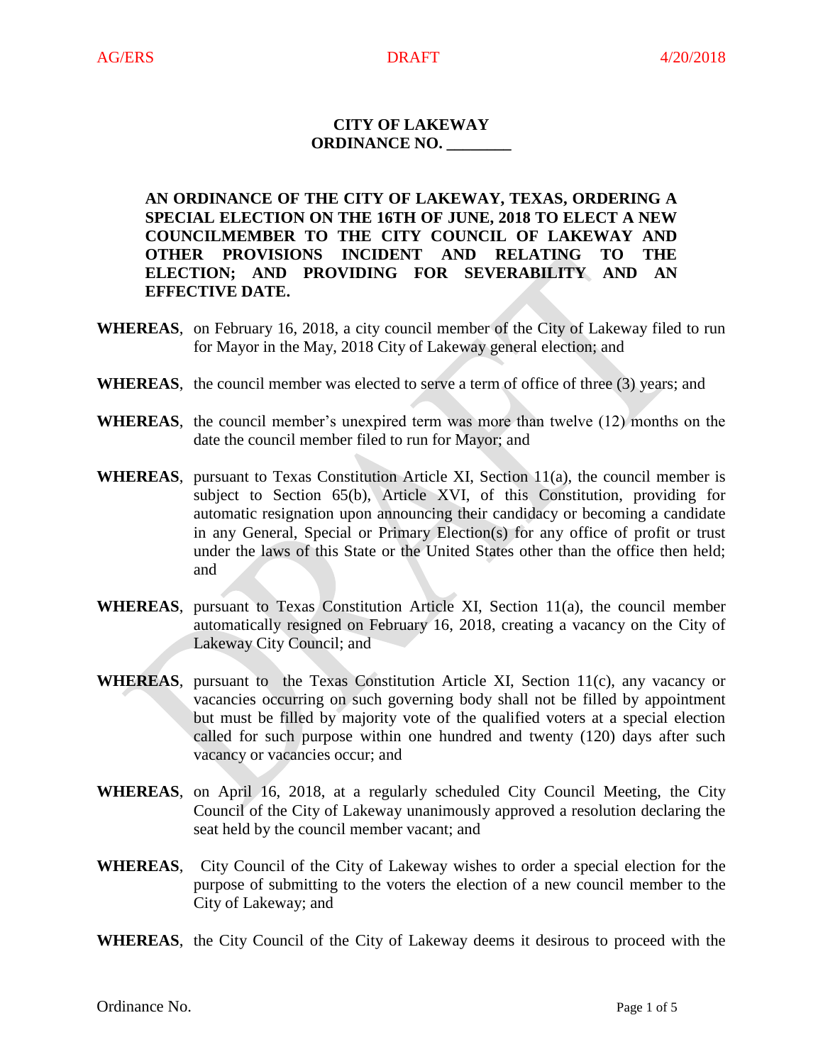# CITY OF LAKEWAY
## ORDINANCE NO. ________

**AN ORDINANCE OF THE CITY OF LAKEWAY, TEXAS, ORDERING A SPECIAL ELECTION ON THE 16TH OF JUNE, 2018 TO ELECT A NEW COUNCILMEMBER TO THE CITY COUNCIL OF LAKEWAY AND OTHER PROVISIONS INCIDENT AND RELATING TO THE ELECTION; AND PROVIDING FOR SEVERABILITY AND AN EFFECTIVE DATE.**

**WHEREAS**, on February 16, 2018, a city council member of the City of Lakeway filed to run for Mayor in the May, 2018 City of Lakeway general election; and

**WHEREAS**, the council member was elected to serve a term of office of three (3) years; and

**WHEREAS**, the council member's unexpired term was more than twelve (12) months on the date the council member filed to run for Mayor; and

**WHEREAS**, pursuant to Texas Constitution Article XI, Section 11(a), the council member is subject to Section 65(b), Article XVI, of this Constitution, providing for automatic resignation upon announcing their candidacy or becoming a candidate in any General, Special or Primary Election(s) for any office of profit or trust under the laws of this State or the United States other than the office then held; and

**WHEREAS**, pursuant to Texas Constitution Article XI, Section 11(a), the council member automatically resigned on February 16, 2018, creating a vacancy on the City of Lakeway City Council; and

**WHEREAS**, pursuant to the Texas Constitution Article XI, Section 11(c), any vacancy or vacancies occurring on such governing body shall not be filled by appointment but must be filled by majority vote of the qualified voters at a special election called for such purpose within one hundred and twenty (120) days after such vacancy or vacancies occur; and

**WHEREAS**, on April 16, 2018, at a regularly scheduled City Council Meeting, the City Council of the City of Lakeway unanimously approved a resolution declaring the seat held by the council member vacant; and

**WHEREAS**, City Council of the City of Lakeway wishes to order a special election for the purpose of submitting to the voters the election of a new council member to the City of Lakeway; and

**WHEREAS**, the City Council of the City of Lakeway deems it desirous to proceed with the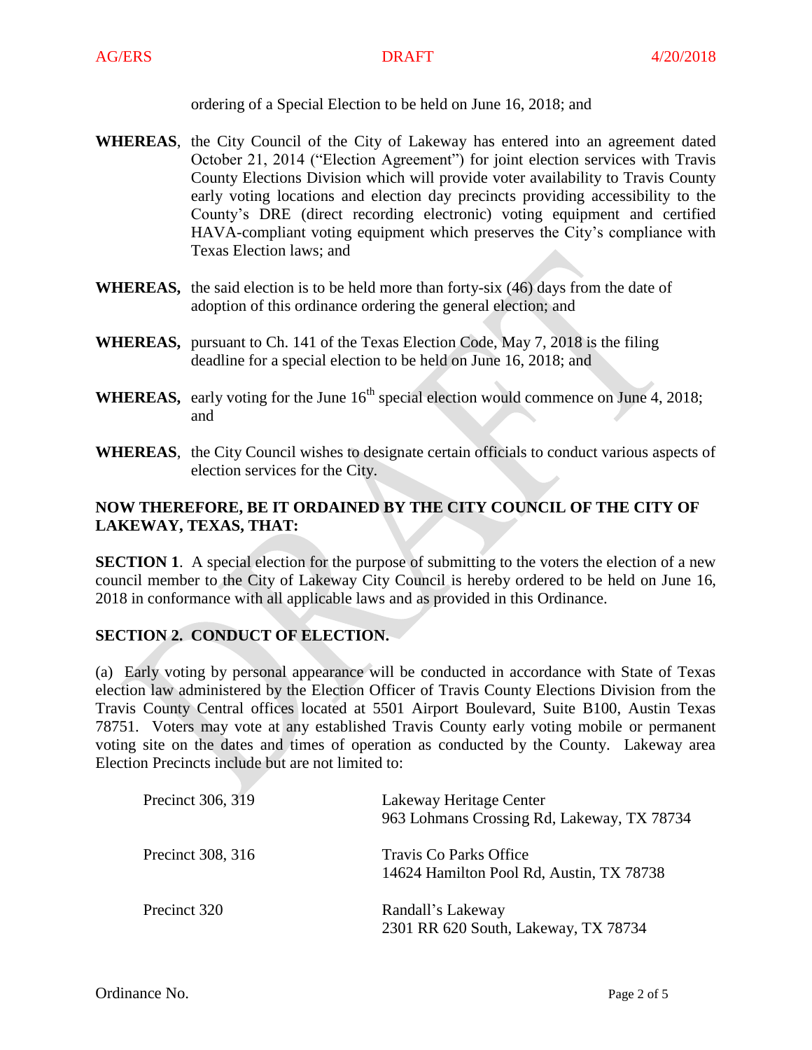ordering of a Special Election to be held on June 16, 2018; and

**WHEREAS**, the City Council of the City of Lakeway has entered into an agreement dated October 21, 2014 ("Election Agreement") for joint election services with Travis County Elections Division which will provide voter availability to Travis County early voting locations and election day precincts providing accessibility to the County's DRE (direct recording electronic) voting equipment and certified HAVA-compliant voting equipment which preserves the City's compliance with Texas Election laws; and

**WHEREAS,** the said election is to be held more than forty-six (46) days from the date of adoption of this ordinance ordering the general election; and

**WHEREAS,** pursuant to Ch. 141 of the Texas Election Code, May 7, 2018 is the filing deadline for a special election to be held on June 16, 2018; and

**WHEREAS,** early voting for the June 16th special election would commence on June 4, 2018; and

**WHEREAS**, the City Council wishes to designate certain officials to conduct various aspects of election services for the City.

**NOW THEREFORE, BE IT ORDAINED BY THE CITY COUNCIL OF THE CITY OF LAKEWAY, TEXAS, THAT:**

**SECTION 1**. A special election for the purpose of submitting to the voters the election of a new council member to the City of Lakeway City Council is hereby ordered to be held on June 16, 2018 in conformance with all applicable laws and as provided in this Ordinance.

**SECTION 2. CONDUCT OF ELECTION.**

(a) Early voting by personal appearance will be conducted in accordance with State of Texas election law administered by the Election Officer of Travis County Elections Division from the Travis County Central offices located at 5501 Airport Boulevard, Suite B100, Austin Texas 78751. Voters may vote at any established Travis County early voting mobile or permanent voting site on the dates and times of operation as conducted by the County. Lakeway area Election Precincts include but are not limited to:

| | |
|---|---|
| Precinct 306, 319 | Lakeway Heritage Center<br>963 Lohmans Crossing Rd, Lakeway, TX 78734 |
| Precinct 308, 316 | Travis Co Parks Office<br>14624 Hamilton Pool Rd, Austin, TX 78738 |
| Precinct 320 | Randall's Lakeway<br>2301 RR 620 South, Lakeway, TX 78734 |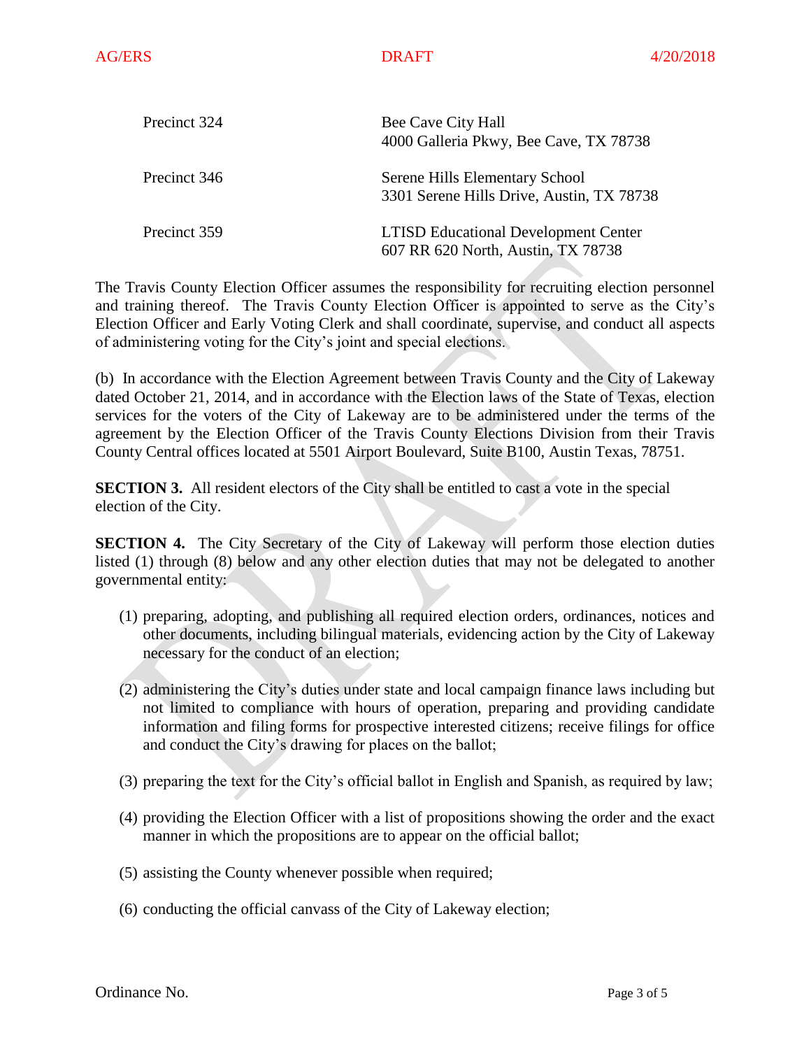| | |
|---|---|
| Precinct 324 | Bee Cave City Hall<br>4000 Galleria Pkwy, Bee Cave, TX 78738 |
| Precinct 346 | Serene Hills Elementary School<br>3301 Serene Hills Drive, Austin, TX 78738 |
| Precinct 359 | LTISD Educational Development Center<br>607 RR 620 North, Austin, TX 78738 |

The Travis County Election Officer assumes the responsibility for recruiting election personnel and training thereof. The Travis County Election Officer is appointed to serve as the City's Election Officer and Early Voting Clerk and shall coordinate, supervise, and conduct all aspects of administering voting for the City's joint and special elections.

(b) In accordance with the Election Agreement between Travis County and the City of Lakeway dated October 21, 2014, and in accordance with the Election laws of the State of Texas, election services for the voters of the City of Lakeway are to be administered under the terms of the agreement by the Election Officer of the Travis County Elections Division from their Travis County Central offices located at 5501 Airport Boulevard, Suite B100, Austin Texas, 78751.

**SECTION 3.** All resident electors of the City shall be entitled to cast a vote in the special election of the City.

**SECTION 4.** The City Secretary of the City of Lakeway will perform those election duties listed (1) through (8) below and any other election duties that may not be delegated to another governmental entity:

(1) preparing, adopting, and publishing all required election orders, ordinances, notices and other documents, including bilingual materials, evidencing action by the City of Lakeway necessary for the conduct of an election;

(2) administering the City's duties under state and local campaign finance laws including but not limited to compliance with hours of operation, preparing and providing candidate information and filing forms for prospective interested citizens; receive filings for office and conduct the City's drawing for places on the ballot;

(3) preparing the text for the City's official ballot in English and Spanish, as required by law;

(4) providing the Election Officer with a list of propositions showing the order and the exact manner in which the propositions are to appear on the official ballot;

(5) assisting the County whenever possible when required;

(6) conducting the official canvass of the City of Lakeway election;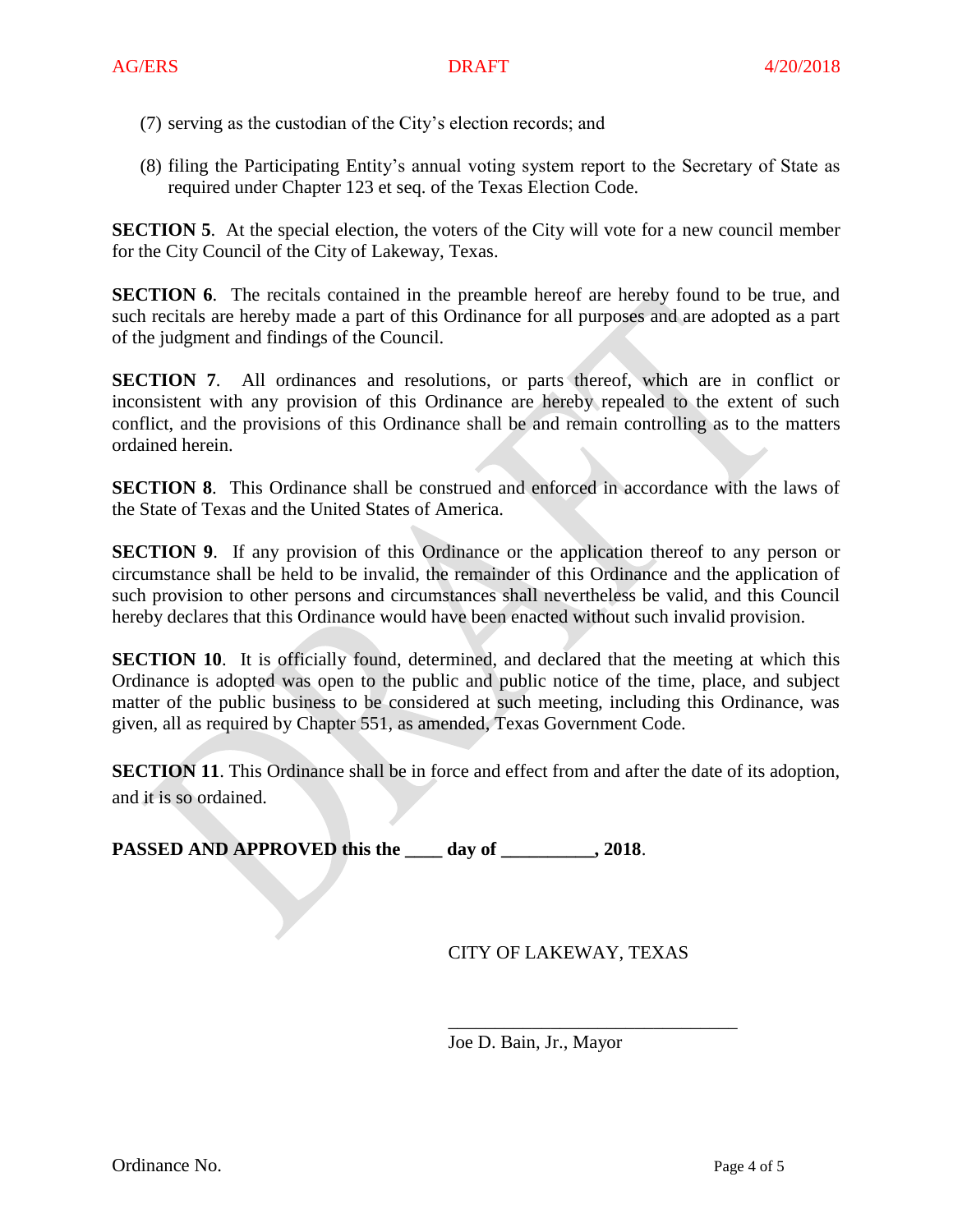(7) serving as the custodian of the City's election records; and

(8) filing the Participating Entity's annual voting system report to the Secretary of State as required under Chapter 123 et seq. of the Texas Election Code.

**SECTION 5**. At the special election, the voters of the City will vote for a new council member for the City Council of the City of Lakeway, Texas.

**SECTION 6**. The recitals contained in the preamble hereof are hereby found to be true, and such recitals are hereby made a part of this Ordinance for all purposes and are adopted as a part of the judgment and findings of the Council.

**SECTION 7**. All ordinances and resolutions, or parts thereof, which are in conflict or inconsistent with any provision of this Ordinance are hereby repealed to the extent of such conflict, and the provisions of this Ordinance shall be and remain controlling as to the matters ordained herein.

**SECTION 8**. This Ordinance shall be construed and enforced in accordance with the laws of the State of Texas and the United States of America.

**SECTION 9**. If any provision of this Ordinance or the application thereof to any person or circumstance shall be held to be invalid, the remainder of this Ordinance and the application of such provision to other persons and circumstances shall nevertheless be valid, and this Council hereby declares that this Ordinance would have been enacted without such invalid provision.

**SECTION 10**. It is officially found, determined, and declared that the meeting at which this Ordinance is adopted was open to the public and public notice of the time, place, and subject matter of the public business to be considered at such meeting, including this Ordinance, was given, all as required by Chapter 551, as amended, Texas Government Code.

**SECTION 11**. This Ordinance shall be in force and effect from and after the date of its adoption, and it is so ordained.

**PASSED AND APPROVED this the ____ day of __________, 2018.**

CITY OF LAKEWAY, TEXAS

_______________________________

Joe D. Bain, Jr., Mayor

Ordinance No.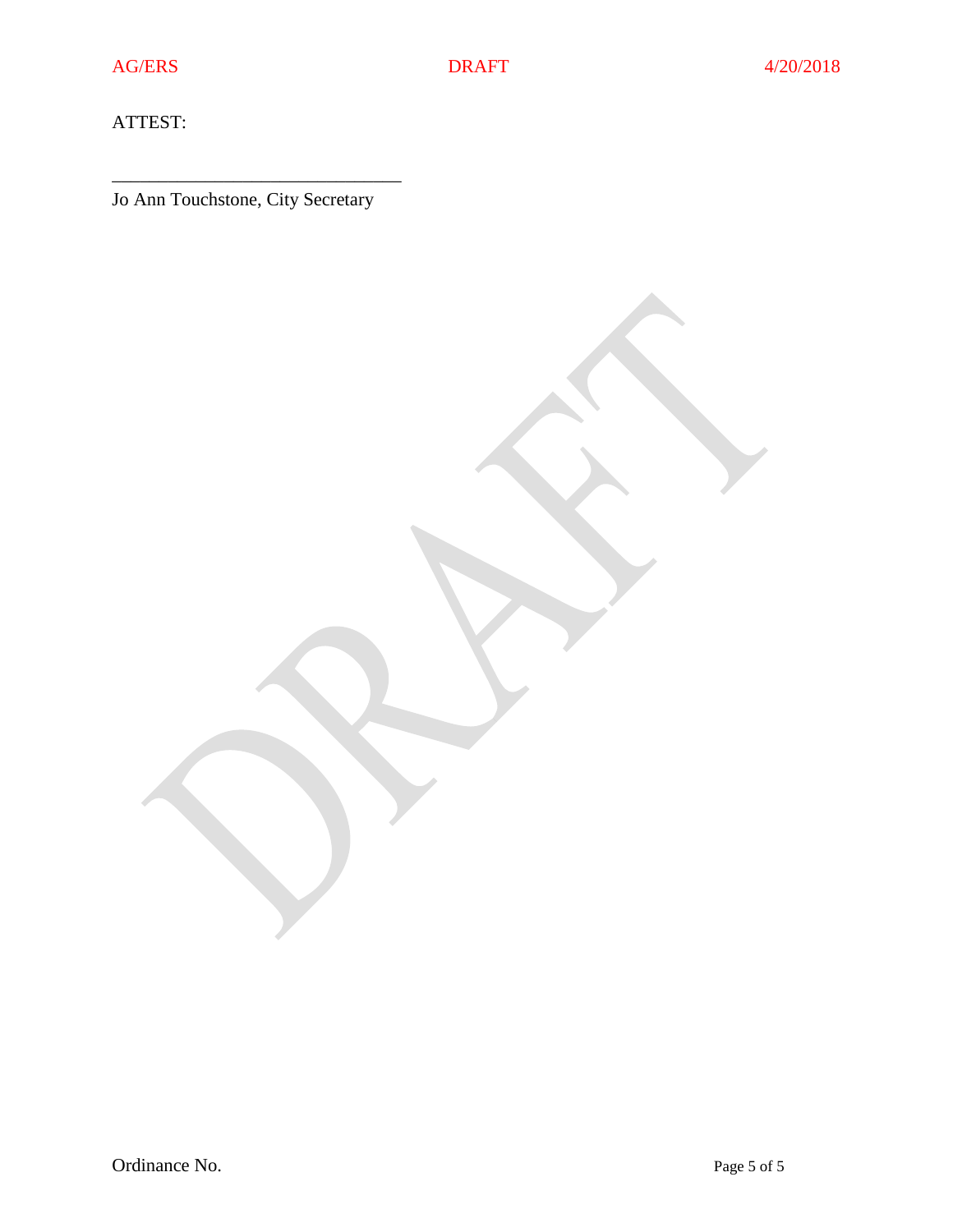ATTEST:

_______________________________

Jo Ann Touchstone, City Secretary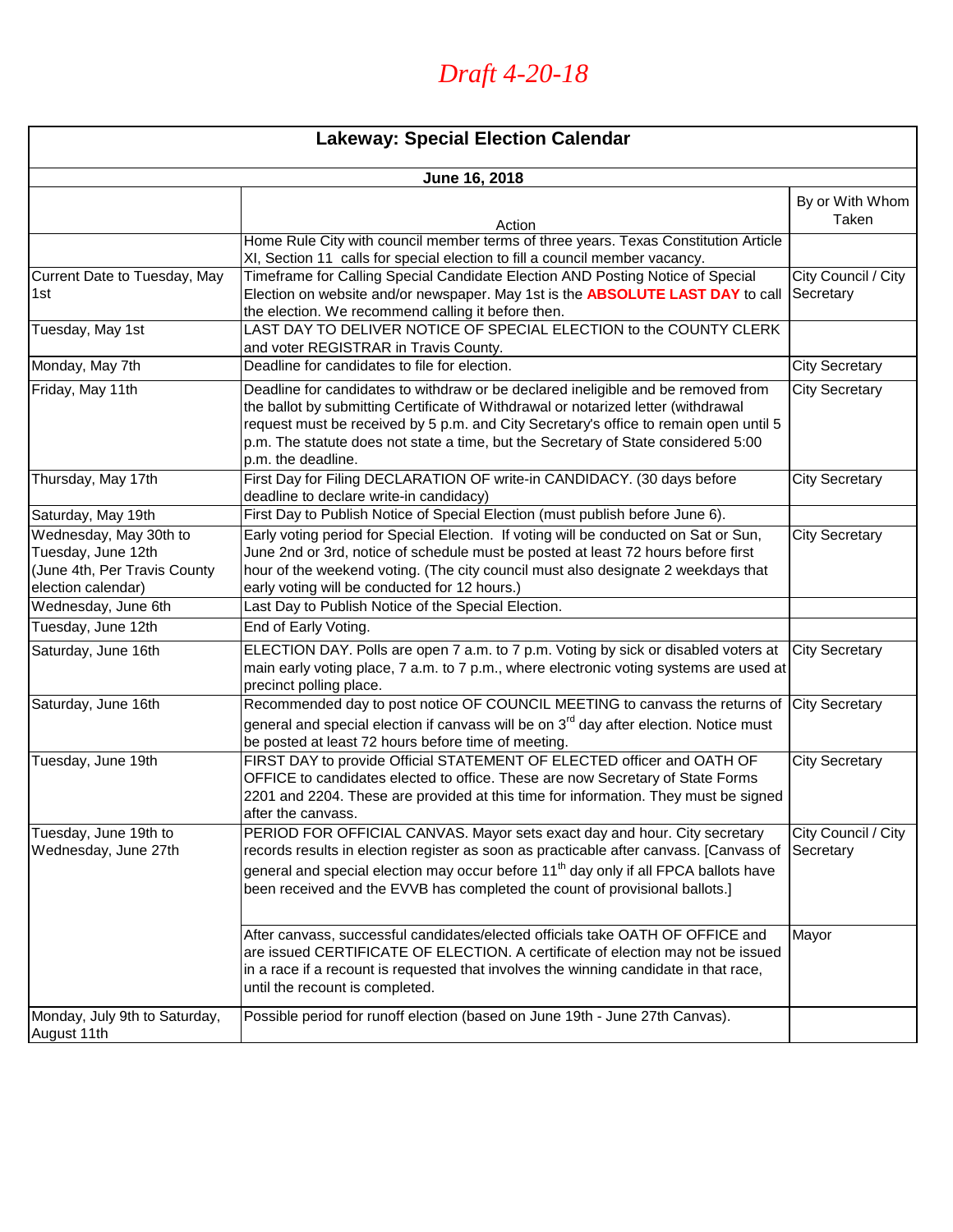*Draft 4-20-18*

| Lakeway: Special Election Calendar | | |
|---|---|---|
| **June 16, 2018** | | |
| | Action | By or With Whom Taken |
| | Home Rule City with council member terms of three years. Texas Constitution Article XI, Section 11 calls for special election to fill a council member vacancy. | |
| Current Date to Tuesday, May 1st | Timeframe for Calling Special Candidate Election AND Posting Notice of Special Election on website and/or newspaper. May 1st is the **ABSOLUTE LAST DAY** to call the election. We recommend calling it before then. | City Council / City Secretary |
| Tuesday, May 1st | LAST DAY TO DELIVER NOTICE OF SPECIAL ELECTION to the COUNTY CLERK and voter REGISTRAR in Travis County. | |
| Monday, May 7th | Deadline for candidates to file for election. | City Secretary |
| Friday, May 11th | Deadline for candidates to withdraw or be declared ineligible and be removed from the ballot by submitting Certificate of Withdrawal or notarized letter (withdrawal request must be received by 5 p.m. and City Secretary's office to remain open until 5 p.m. The statute does not state a time, but the Secretary of State considered 5:00 p.m. the deadline. | City Secretary |
| Thursday, May 17th | First Day for Filing DECLARATION OF write-in CANDIDACY. (30 days before deadline to declare write-in candidacy) | City Secretary |
| Saturday, May 19th | First Day to Publish Notice of Special Election (must publish before June 6). | |
| Wednesday, May 30th to Tuesday, June 12th (June 4th, Per Travis County election calendar) | Early voting period for Special Election. If voting will be conducted on Sat or Sun, June 2nd or 3rd, notice of schedule must be posted at least 72 hours before first hour of the weekend voting. (The city council must also designate 2 weekdays that early voting will be conducted for 12 hours.) | City Secretary |
| Wednesday, June 6th | Last Day to Publish Notice of the Special Election. | |
| Tuesday, June 12th | End of Early Voting. | |
| Saturday, June 16th | ELECTION DAY. Polls are open 7 a.m. to 7 p.m. Voting by sick or disabled voters at main early voting place, 7 a.m. to 7 p.m., where electronic voting systems are used at precinct polling place. | City Secretary |
| Saturday, June 16th | Recommended day to post notice OF COUNCIL MEETING to canvass the returns of general and special election if canvass will be on 3rd day after election. Notice must be posted at least 72 hours before time of meeting. | City Secretary |
| Tuesday, June 19th | FIRST DAY to provide Official STATEMENT OF ELECTED officer and OATH OF OFFICE to candidates elected to office. These are now Secretary of State Forms 2201 and 2204. These are provided at this time for information. They must be signed after the canvass. | City Secretary |
| Tuesday, June 19th to Wednesday, June 27th | PERIOD FOR OFFICIAL CANVAS. Mayor sets exact day and hour. City secretary records results in election register as soon as practicable after canvass. [Canvass of general and special election may occur before 11th day only if all FPCA ballots have been received and the EVVB has completed the count of provisional ballots.] | City Council / City Secretary |
| | After canvass, successful candidates/elected officials take OATH OF OFFICE and are issued CERTIFICATE OF ELECTION. A certificate of election may not be issued in a race if a recount is requested that involves the winning candidate in that race, until the recount is completed. | Mayor |
| Monday, July 9th to Saturday, August 11th | Possible period for runoff election (based on June 19th - June 27th Canvas). | |